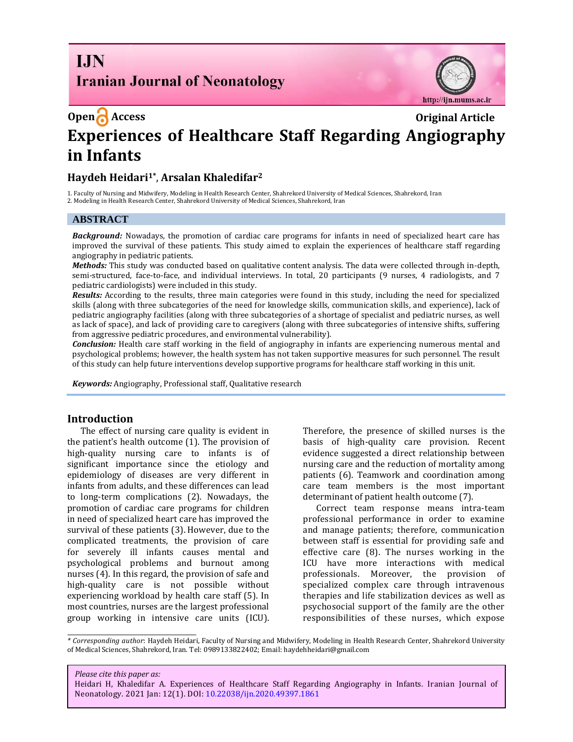Open Access

Original Article

# Experiences of Healthcare Staff Regarding Angiography in Infants

**Haydeh Heidari[1*], Arsalan Khaledifar[2]**

1. Faculty of Nursing and Midwifery, Modeling in Health Research Center, Shahrekord University of Medical Sciences, Shahrekord, Iran
2. Modeling in Health Research Center, Shahrekord University of Medical Sciences, Shahrekord, Iran

## ABSTRACT

***Background:*** Nowadays, the promotion of cardiac care programs for infants in need of specialized heart care has improved the survival of these patients. This study aimed to explain the experiences of healthcare staff regarding angiography in pediatric patients.

***Methods:*** This study was conducted based on qualitative content analysis. The data were collected through in-depth, semi-structured, face-to-face, and individual interviews. In total, 20 participants (9 nurses, 4 radiologists, and 7 pediatric cardiologists) were included in this study.

***Results:*** According to the results, three main categories were found in this study, including the need for specialized skills (along with three subcategories of the need for knowledge skills, communication skills, and experience), lack of pediatric angiography facilities (along with three subcategories of a shortage of specialist and pediatric nurses, as well as lack of space), and lack of providing care to caregivers (along with three subcategories of intensive shifts, suffering from aggressive pediatric procedures, and environmental vulnerability).

***Conclusion:*** Health care staff working in the field of angiography in infants are experiencing numerous mental and psychological problems; however, the health system has not taken supportive measures for such personnel. The result of this study can help future interventions develop supportive programs for healthcare staff working in this unit.

***Keywords:*** Angiography, Professional staff, Qualitative research

## Introduction

The effect of nursing care quality is evident in the patient's health outcome (1). The provision of high-quality nursing care to infants is of significant importance since the etiology and epidemiology of diseases are very different in infants from adults, and these differences can lead to long-term complications (2). Nowadays, the promotion of cardiac care programs for children in need of specialized heart care has improved the survival of these patients (3). However, due to the complicated treatments, the provision of care for severely ill infants causes mental and psychological problems and burnout among nurses (4). In this regard, the provision of safe and high-quality care is not possible without experiencing workload by health care staff (5). In most countries, nurses are the largest professional group working in intensive care units (ICU). Therefore, the presence of skilled nurses is the basis of high-quality care provision. Recent evidence suggested a direct relationship between nursing care and the reduction of mortality among patients (6). Teamwork and coordination among care team members is the most important determinant of patient health outcome (7).

Correct team response means intra-team professional performance in order to examine and manage patients; therefore, communication between staff is essential for providing safe and effective care (8). The nurses working in the ICU have more interactions with medical professionals. Moreover, the provision of specialized complex care through intravenous therapies and life stabilization devices as well as psychosocial support of the family are the other responsibilities of these nurses, which expose

---

*\* Corresponding author*: Haydeh Heidari, Faculty of Nursing and Midwifery, Modeling in Health Research Center, Shahrekord University of Medical Sciences, Shahrekord, Iran. Tel: 0989133822402; Email: haydehheidari@gmail.com

*Please cite this paper as:*
Heidari H, Khaledifar A. Experiences of Healthcare Staff Regarding Angiography in Infants. Iranian Journal of Neonatology. 2021 Jan: 12(1). DOI: 10.22038/ijn.2020.49397.1861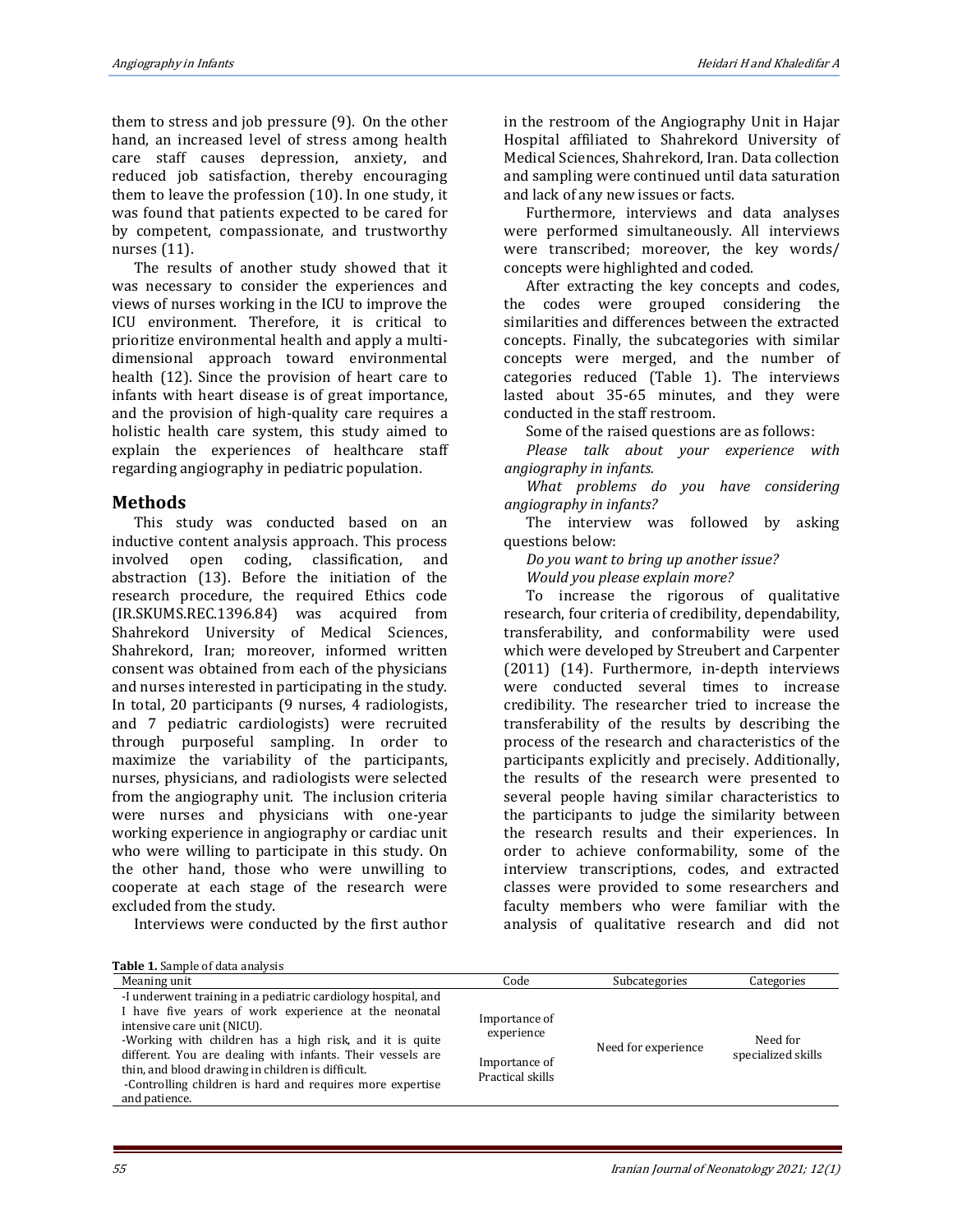them to stress and job pressure (9). On the other hand, an increased level of stress among health care staff causes depression, anxiety, and reduced job satisfaction, thereby encouraging them to leave the profession (10). In one study, it was found that patients expected to be cared for by competent, compassionate, and trustworthy nurses (11).

The results of another study showed that it was necessary to consider the experiences and views of nurses working in the ICU to improve the ICU environment. Therefore, it is critical to prioritize environmental health and apply a multi-dimensional approach toward environmental health (12). Since the provision of heart care to infants with heart disease is of great importance, and the provision of high-quality care requires a holistic health care system, this study aimed to explain the experiences of healthcare staff regarding angiography in pediatric population.

## Methods

This study was conducted based on an inductive content analysis approach. This process involved open coding, classification, and abstraction (13). Before the initiation of the research procedure, the required Ethics code (IR.SKUMS.REC.1396.84) was acquired from Shahrekord University of Medical Sciences, Shahrekord, Iran; moreover, informed written consent was obtained from each of the physicians and nurses interested in participating in the study. In total, 20 participants (9 nurses, 4 radiologists, and 7 pediatric cardiologists) were recruited through purposeful sampling. In order to maximize the variability of the participants, nurses, physicians, and radiologists were selected from the angiography unit. The inclusion criteria were nurses and physicians with one-year working experience in angiography or cardiac unit who were willing to participate in this study. On the other hand, those who were unwilling to cooperate at each stage of the research were excluded from the study.

Interviews were conducted by the first author in the restroom of the Angiography Unit in Hajar Hospital affiliated to Shahrekord University of Medical Sciences, Shahrekord, Iran. Data collection and sampling were continued until data saturation and lack of any new issues or facts.

Furthermore, interviews and data analyses were performed simultaneously. All interviews were transcribed; moreover, the key words/ concepts were highlighted and coded.

After extracting the key concepts and codes, the codes were grouped considering the similarities and differences between the extracted concepts. Finally, the subcategories with similar concepts were merged, and the number of categories reduced (Table 1). The interviews lasted about 35-65 minutes, and they were conducted in the staff restroom.

Some of the raised questions are as follows:

*Please talk about your experience with angiography in infants.*

*What problems do you have considering angiography in infants?*

The interview was followed by asking questions below:

*Do you want to bring up another issue?*

*Would you please explain more?*

To increase the rigorous of qualitative research, four criteria of credibility, dependability, transferability, and conformability were used which were developed by Streubert and Carpenter (2011) (14). Furthermore, in-depth interviews were conducted several times to increase credibility. The researcher tried to increase the transferability of the results by describing the process of the research and characteristics of the participants explicitly and precisely. Additionally, the results of the research were presented to several people having similar characteristics to the participants to judge the similarity between the research results and their experiences. In order to achieve conformability, some of the interview transcriptions, codes, and extracted classes were provided to some researchers and faculty members who were familiar with the analysis of qualitative research and did not

**Table 1.** Sample of data analysis

| Meaning unit | Code | Subcategories | Categories |
|---|---|---|---|
| -I underwent training in a pediatric cardiology hospital, and I have five years of work experience at the neonatal intensive care unit (NICU).<br>-Working with children has a high risk, and it is quite different. You are dealing with infants. Their vessels are thin, and blood drawing in children is difficult.<br>-Controlling children is hard and requires more expertise and patience. | Importance of experience<br><br>Importance of Practical skills | Need for experience | Need for specialized skills |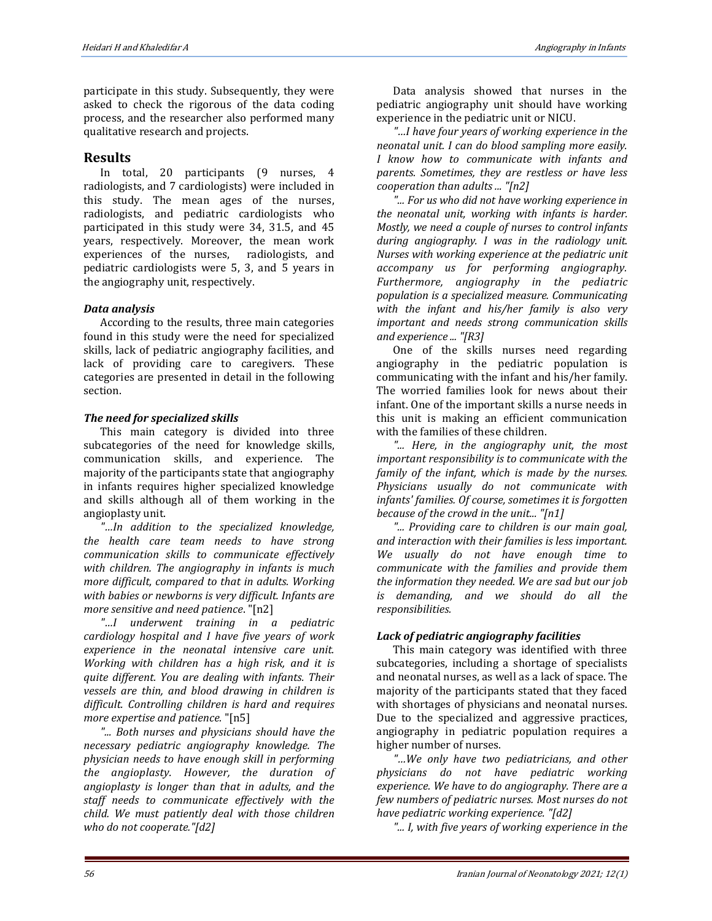participate in this study. Subsequently, they were asked to check the rigorous of the data coding process, and the researcher also performed many qualitative research and projects.

## Results

In total, 20 participants (9 nurses, 4 radiologists, and 7 cardiologists) were included in this study. The mean ages of the nurses, radiologists, and pediatric cardiologists who participated in this study were 34, 31.5, and 45 years, respectively. Moreover, the mean work experiences of the nurses, radiologists, and pediatric cardiologists were 5, 3, and 5 years in the angiography unit, respectively.

### *Data analysis*

According to the results, three main categories found in this study were the need for specialized skills, lack of pediatric angiography facilities, and lack of providing care to caregivers. These categories are presented in detail in the following section.

### *The need for specialized skills*

This main category is divided into three subcategories of the need for knowledge skills, communication skills, and experience. The majority of the participants state that angiography in infants requires higher specialized knowledge and skills although all of them working in the angioplasty unit.

*"…In addition to the specialized knowledge, the health care team needs to have strong communication skills to communicate effectively with children. The angiography in infants is much more difficult, compared to that in adults. Working with babies or newborns is very difficult. Infants are more sensitive and need patience*. "[n2]

*"…I underwent training in a pediatric cardiology hospital and I have five years of work experience in the neonatal intensive care unit. Working with children has a high risk, and it is quite different. You are dealing with infants. Their vessels are thin, and blood drawing in children is difficult. Controlling children is hard and requires more expertise and patience.* "[n5]

*"... Both nurses and physicians should have the necessary pediatric angiography knowledge. The physician needs to have enough skill in performing the angioplasty. However, the duration of angioplasty is longer than that in adults, and the staff needs to communicate effectively with the child. We must patiently deal with those children who do not cooperate."[d2]*

Data analysis showed that nurses in the pediatric angiography unit should have working experience in the pediatric unit or NICU.

*"…I have four years of working experience in the neonatal unit. I can do blood sampling more easily. I know how to communicate with infants and parents. Sometimes, they are restless or have less cooperation than adults ... "[n2]*

*"... For us who did not have working experience in the neonatal unit, working with infants is harder. Mostly, we need a couple of nurses to control infants during angiography. I was in the radiology unit. Nurses with working experience at the pediatric unit accompany us for performing angiography. Furthermore, angiography in the pediatric population is a specialized measure. Communicating with the infant and his/her family is also very important and needs strong communication skills and experience ... "[R3]*

One of the skills nurses need regarding angiography in the pediatric population is communicating with the infant and his/her family. The worried families look for news about their infant. One of the important skills a nurse needs in this unit is making an efficient communication with the families of these children.

*"... Here, in the angiography unit, the most important responsibility is to communicate with the family of the infant, which is made by the nurses. Physicians usually do not communicate with infants' families. Of course, sometimes it is forgotten because of the crowd in the unit... "[n1]*

*"... Providing care to children is our main goal, and interaction with their families is less important. We usually do not have enough time to communicate with the families and provide them the information they needed. We are sad but our job is demanding, and we should do all the responsibilities.*

### *Lack of pediatric angiography facilities*

This main category was identified with three subcategories, including a shortage of specialists and neonatal nurses, as well as a lack of space. The majority of the participants stated that they faced with shortages of physicians and neonatal nurses. Due to the specialized and aggressive practices, angiography in pediatric population requires a higher number of nurses.

*"…We only have two pediatricians, and other physicians do not have pediatric working experience. We have to do angiography. There are a few numbers of pediatric nurses. Most nurses do not have pediatric working experience. "[d2]*

*"... I, with five years of working experience in the*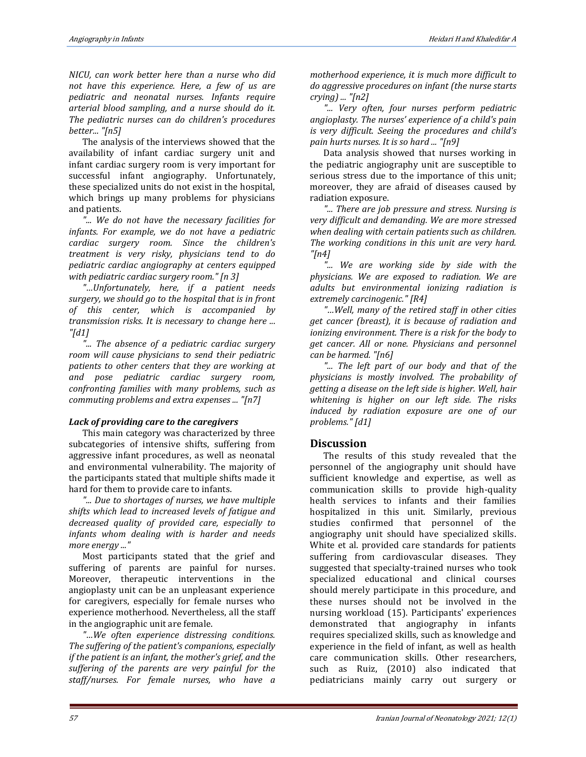*NICU, can work better here than a nurse who did not have this experience. Here, a few of us are pediatric and neonatal nurses. Infants require arterial blood sampling, and a nurse should do it. The pediatric nurses can do children's procedures better... "[n5]*

The analysis of the interviews showed that the availability of infant cardiac surgery unit and infant cardiac surgery room is very important for successful infant angiography. Unfortunately, these specialized units do not exist in the hospital, which brings up many problems for physicians and patients.

*"... We do not have the necessary facilities for infants. For example, we do not have a pediatric cardiac surgery room. Since the children's treatment is very risky, physicians tend to do pediatric cardiac angiography at centers equipped with pediatric cardiac surgery room." [n 3]*

*"…Unfortunately, here, if a patient needs surgery, we should go to the hospital that is in front of this center, which is accompanied by transmission risks. It is necessary to change here ... "[d1]*

*"... The absence of a pediatric cardiac surgery room will cause physicians to send their pediatric patients to other centers that they are working at and pose pediatric cardiac surgery room, confronting families with many problems, such as commuting problems and extra expenses ... "[n7]*

***Lack of providing care to the caregivers***

This main category was characterized by three subcategories of intensive shifts, suffering from aggressive infant procedures, as well as neonatal and environmental vulnerability. The majority of the participants stated that multiple shifts made it hard for them to provide care to infants.

*"... Due to shortages of nurses, we have multiple shifts which lead to increased levels of fatigue and decreased quality of provided care, especially to infants whom dealing with is harder and needs more energy ..."*

Most participants stated that the grief and suffering of parents are painful for nurses. Moreover, therapeutic interventions in the angioplasty unit can be an unpleasant experience for caregivers, especially for female nurses who experience motherhood. Nevertheless, all the staff in the angiographic unit are female.

*"…We often experience distressing conditions. The suffering of the patient's companions, especially if the patient is an infant, the mother's grief, and the suffering of the parents are very painful for the staff/nurses. For female nurses, who have a motherhood experience, it is much more difficult to do aggressive procedures on infant (the nurse starts crying) ... "[n2]*

*"... Very often, four nurses perform pediatric angioplasty. The nurses' experience of a child's pain is very difficult. Seeing the procedures and child's pain hurts nurses. It is so hard ... "[n9]*

Data analysis showed that nurses working in the pediatric angiography unit are susceptible to serious stress due to the importance of this unit; moreover, they are afraid of diseases caused by radiation exposure.

*"... There are job pressure and stress. Nursing is very difficult and demanding. We are more stressed when dealing with certain patients such as children. The working conditions in this unit are very hard. "[n4]*

*"... We are working side by side with the physicians. We are exposed to radiation. We are adults but environmental ionizing radiation is extremely carcinogenic." [R4]*

*"…Well, many of the retired staff in other cities get cancer (breast), it is because of radiation and ionizing environment. There is a risk for the body to get cancer. All or none. Physicians and personnel can be harmed. "[n6]*

*"... The left part of our body and that of the physicians is mostly involved. The probability of getting a disease on the left side is higher. Well, hair whitening is higher on our left side. The risks induced by radiation exposure are one of our problems." [d1]*

## Discussion

The results of this study revealed that the personnel of the angiography unit should have sufficient knowledge and expertise, as well as communication skills to provide high-quality health services to infants and their families hospitalized in this unit. Similarly, previous studies confirmed that personnel of the angiography unit should have specialized skills. White et al. provided care standards for patients suffering from cardiovascular diseases. They suggested that specialty-trained nurses who took specialized educational and clinical courses should merely participate in this procedure, and these nurses should not be involved in the nursing workload (15). Participants' experiences demonstrated that angiography in infants requires specialized skills, such as knowledge and experience in the field of infant, as well as health care communication skills. Other researchers, such as Ruiz, (2010) also indicated that pediatricians mainly carry out surgery or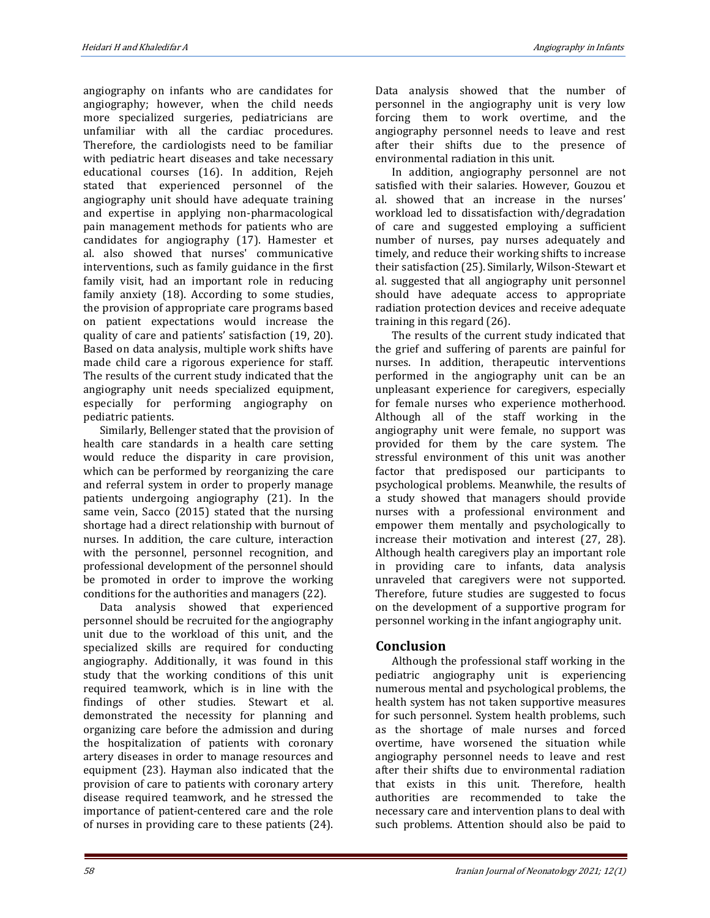angiography on infants who are candidates for angiography; however, when the child needs more specialized surgeries, pediatricians are unfamiliar with all the cardiac procedures. Therefore, the cardiologists need to be familiar with pediatric heart diseases and take necessary educational courses (16). In addition, Rejeh stated that experienced personnel of the angiography unit should have adequate training and expertise in applying non-pharmacological pain management methods for patients who are candidates for angiography (17). Hamester et al. also showed that nurses' communicative interventions, such as family guidance in the first family visit, had an important role in reducing family anxiety (18). According to some studies, the provision of appropriate care programs based on patient expectations would increase the quality of care and patients' satisfaction (19, 20). Based on data analysis, multiple work shifts have made child care a rigorous experience for staff. The results of the current study indicated that the angiography unit needs specialized equipment, especially for performing angiography on pediatric patients.

Similarly, Bellenger stated that the provision of health care standards in a health care setting would reduce the disparity in care provision, which can be performed by reorganizing the care and referral system in order to properly manage patients undergoing angiography (21). In the same vein, Sacco (2015) stated that the nursing shortage had a direct relationship with burnout of nurses. In addition, the care culture, interaction with the personnel, personnel recognition, and professional development of the personnel should be promoted in order to improve the working conditions for the authorities and managers (22).

Data analysis showed that experienced personnel should be recruited for the angiography unit due to the workload of this unit, and the specialized skills are required for conducting angiography. Additionally, it was found in this study that the working conditions of this unit required teamwork, which is in line with the findings of other studies. Stewart et al. demonstrated the necessity for planning and organizing care before the admission and during the hospitalization of patients with coronary artery diseases in order to manage resources and equipment (23). Hayman also indicated that the provision of care to patients with coronary artery disease required teamwork, and he stressed the importance of patient-centered care and the role of nurses in providing care to these patients (24). Data analysis showed that the number of personnel in the angiography unit is very low forcing them to work overtime, and the angiography personnel needs to leave and rest after their shifts due to the presence of environmental radiation in this unit.

In addition, angiography personnel are not satisfied with their salaries. However, Gouzou et al. showed that an increase in the nurses' workload led to dissatisfaction with/degradation of care and suggested employing a sufficient number of nurses, pay nurses adequately and timely, and reduce their working shifts to increase their satisfaction (25). Similarly, Wilson-Stewart et al. suggested that all angiography unit personnel should have adequate access to appropriate radiation protection devices and receive adequate training in this regard (26).

The results of the current study indicated that the grief and suffering of parents are painful for nurses. In addition, therapeutic interventions performed in the angiography unit can be an unpleasant experience for caregivers, especially for female nurses who experience motherhood. Although all of the staff working in the angiography unit were female, no support was provided for them by the care system. The stressful environment of this unit was another factor that predisposed our participants to psychological problems. Meanwhile, the results of a study showed that managers should provide nurses with a professional environment and empower them mentally and psychologically to increase their motivation and interest (27, 28). Although health caregivers play an important role in providing care to infants, data analysis unraveled that caregivers were not supported. Therefore, future studies are suggested to focus on the development of a supportive program for personnel working in the infant angiography unit.

## Conclusion

Although the professional staff working in the pediatric angiography unit is experiencing numerous mental and psychological problems, the health system has not taken supportive measures for such personnel. System health problems, such as the shortage of male nurses and forced overtime, have worsened the situation while angiography personnel needs to leave and rest after their shifts due to environmental radiation that exists in this unit. Therefore, health authorities are recommended to take the necessary care and intervention plans to deal with such problems. Attention should also be paid to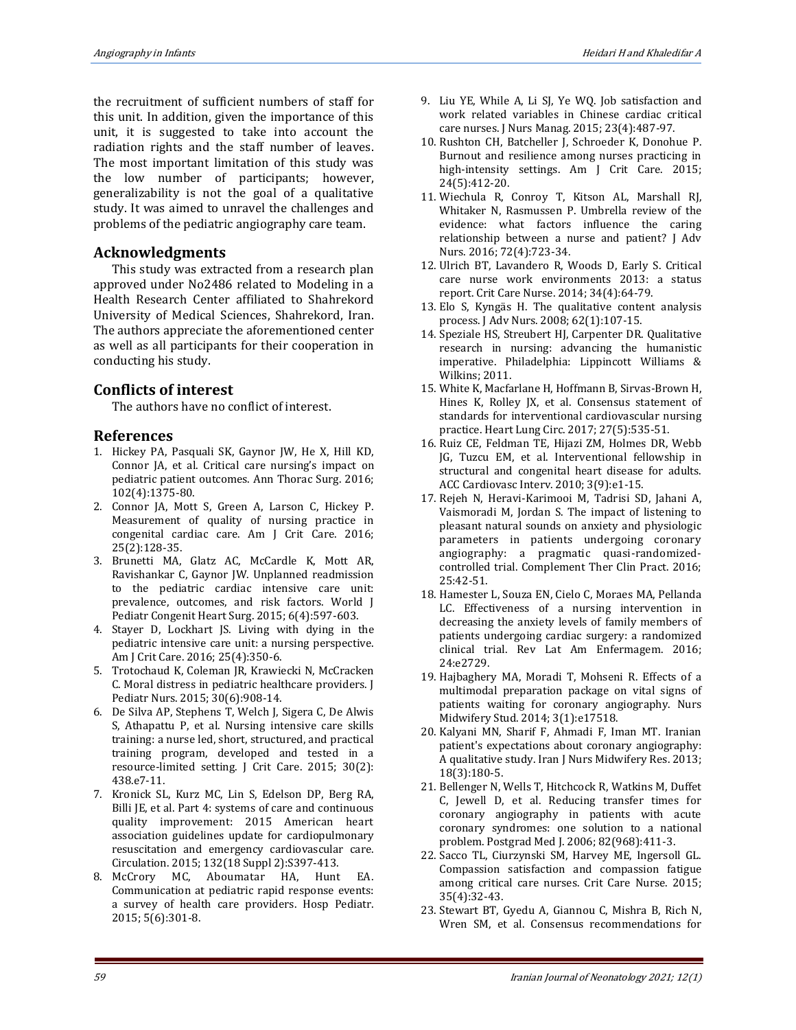the recruitment of sufficient numbers of staff for this unit. In addition, given the importance of this unit, it is suggested to take into account the radiation rights and the staff number of leaves. The most important limitation of this study was the low number of participants; however, generalizability is not the goal of a qualitative study. It was aimed to unravel the challenges and problems of the pediatric angiography care team.

## Acknowledgments

This study was extracted from a research plan approved under No2486 related to Modeling in a Health Research Center affiliated to Shahrekord University of Medical Sciences, Shahrekord, Iran. The authors appreciate the aforementioned center as well as all participants for their cooperation in conducting his study.

## Conflicts of interest

The authors have no conflict of interest.

## References

1. Hickey PA, Pasquali SK, Gaynor JW, He X, Hill KD, Connor JA, et al. Critical care nursing's impact on pediatric patient outcomes. Ann Thorac Surg. 2016; 102(4):1375-80.
2. Connor JA, Mott S, Green A, Larson C, Hickey P. Measurement of quality of nursing practice in congenital cardiac care. Am J Crit Care. 2016; 25(2):128-35.
3. Brunetti MA, Glatz AC, McCardle K, Mott AR, Ravishankar C, Gaynor JW. Unplanned readmission to the pediatric cardiac intensive care unit: prevalence, outcomes, and risk factors. World J Pediatr Congenit Heart Surg. 2015; 6(4):597-603.
4. Stayer D, Lockhart JS. Living with dying in the pediatric intensive care unit: a nursing perspective. Am J Crit Care. 2016; 25(4):350-6.
5. Trotochaud K, Coleman JR, Krawiecki N, McCracken C. Moral distress in pediatric healthcare providers. J Pediatr Nurs. 2015; 30(6):908-14.
6. De Silva AP, Stephens T, Welch J, Sigera C, De Alwis S, Athapattu P, et al. Nursing intensive care skills training: a nurse led, short, structured, and practical training program, developed and tested in a resource-limited setting. J Crit Care. 2015; 30(2): 438.e7-11.
7. Kronick SL, Kurz MC, Lin S, Edelson DP, Berg RA, Billi JE, et al. Part 4: systems of care and continuous quality improvement: 2015 American heart association guidelines update for cardiopulmonary resuscitation and emergency cardiovascular care. Circulation. 2015; 132(18 Suppl 2):S397-413.
8. McCrory MC, Aboumatar HA, Hunt EA. Communication at pediatric rapid response events: a survey of health care providers. Hosp Pediatr. 2015; 5(6):301-8.
9. Liu YE, While A, Li SJ, Ye WQ. Job satisfaction and work related variables in Chinese cardiac critical care nurses. J Nurs Manag. 2015; 23(4):487-97.
10. Rushton CH, Batcheller J, Schroeder K, Donohue P. Burnout and resilience among nurses practicing in high-intensity settings. Am J Crit Care. 2015; 24(5):412-20.
11. Wiechula R, Conroy T, Kitson AL, Marshall RJ, Whitaker N, Rasmussen P. Umbrella review of the evidence: what factors influence the caring relationship between a nurse and patient? J Adv Nurs. 2016; 72(4):723-34.
12. Ulrich BT, Lavandero R, Woods D, Early S. Critical care nurse work environments 2013: a status report. Crit Care Nurse. 2014; 34(4):64-79.
13. Elo S, Kyngäs H. The qualitative content analysis process. J Adv Nurs. 2008; 62(1):107-15.
14. Speziale HS, Streubert HJ, Carpenter DR. Qualitative research in nursing: advancing the humanistic imperative. Philadelphia: Lippincott Williams & Wilkins; 2011.
15. White K, Macfarlane H, Hoffmann B, Sirvas-Brown H, Hines K, Rolley JX, et al. Consensus statement of standards for interventional cardiovascular nursing practice. Heart Lung Circ. 2017; 27(5):535-51.
16. Ruiz CE, Feldman TE, Hijazi ZM, Holmes DR, Webb JG, Tuzcu EM, et al. Interventional fellowship in structural and congenital heart disease for adults. ACC Cardiovasc Interv. 2010; 3(9):e1-15.
17. Rejeh N, Heravi-Karimooi M, Tadrisi SD, Jahani A, Vaismoradi M, Jordan S. The impact of listening to pleasant natural sounds on anxiety and physiologic parameters in patients undergoing coronary angiography: a pragmatic quasi-randomized-controlled trial. Complement Ther Clin Pract. 2016; 25:42-51.
18. Hamester L, Souza EN, Cielo C, Moraes MA, Pellanda LC. Effectiveness of a nursing intervention in decreasing the anxiety levels of family members of patients undergoing cardiac surgery: a randomized clinical trial. Rev Lat Am Enfermagem. 2016; 24:e2729.
19. Hajbaghery MA, Moradi T, Mohseni R. Effects of a multimodal preparation package on vital signs of patients waiting for coronary angiography. Nurs Midwifery Stud. 2014; 3(1):e17518.
20. Kalyani MN, Sharif F, Ahmadi F, Iman MT. Iranian patient's expectations about coronary angiography: A qualitative study. Iran J Nurs Midwifery Res. 2013; 18(3):180-5.
21. Bellenger N, Wells T, Hitchcock R, Watkins M, Duffet C, Jewell D, et al. Reducing transfer times for coronary angiography in patients with acute coronary syndromes: one solution to a national problem. Postgrad Med J. 2006; 82(968):411-3.
22. Sacco TL, Ciurzynski SM, Harvey ME, Ingersoll GL. Compassion satisfaction and compassion fatigue among critical care nurses. Crit Care Nurse. 2015; 35(4):32-43.
23. Stewart BT, Gyedu A, Giannou C, Mishra B, Rich N, Wren SM, et al. Consensus recommendations for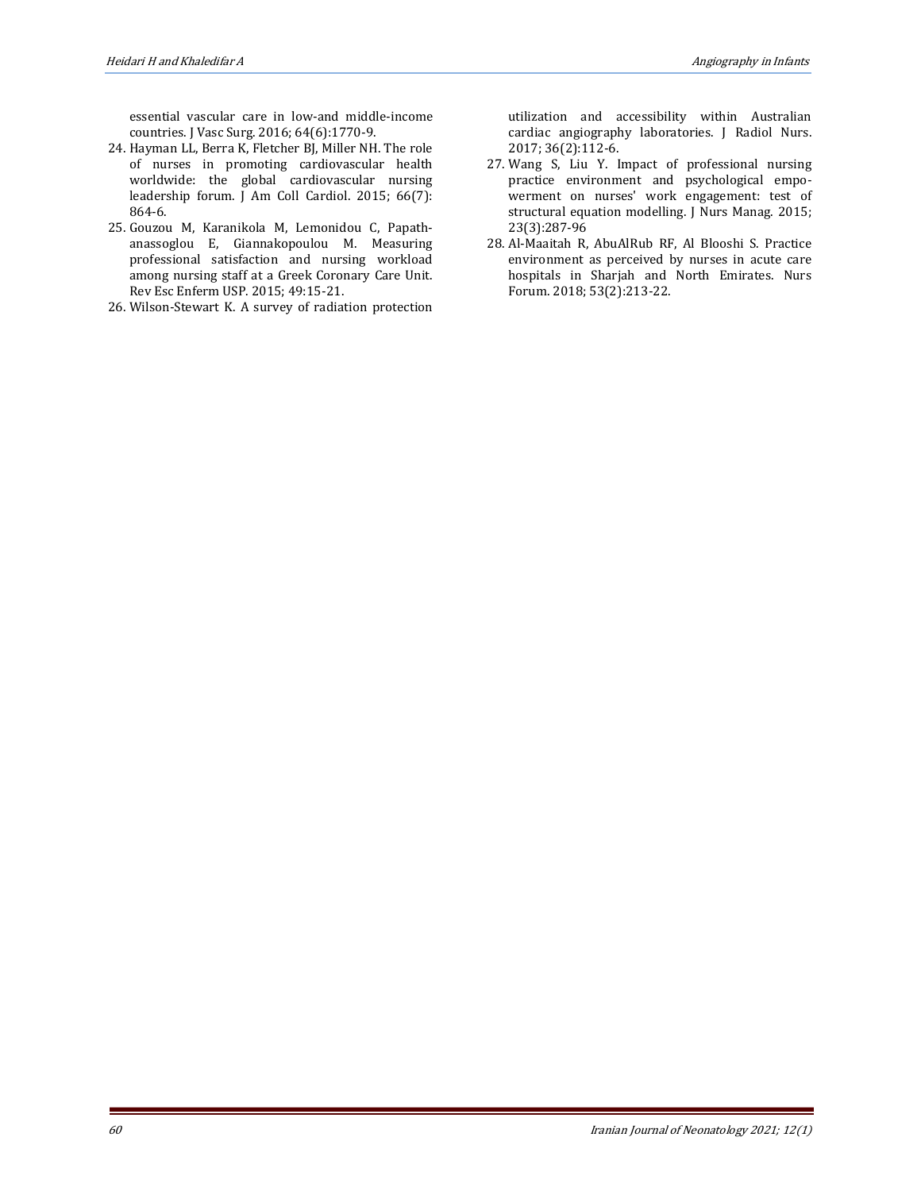essential vascular care in low-and middle-income countries. J Vasc Surg. 2016; 64(6):1770-9.

24. Hayman LL, Berra K, Fletcher BJ, Miller NH. The role of nurses in promoting cardiovascular health worldwide: the global cardiovascular nursing leadership forum. J Am Coll Cardiol. 2015; 66(7): 864-6.
25. Gouzou M, Karanikola M, Lemonidou C, Papathanassoglou E, Giannakopoulou M. Measuring professional satisfaction and nursing workload among nursing staff at a Greek Coronary Care Unit. Rev Esc Enferm USP. 2015; 49:15-21.
26. Wilson-Stewart K. A survey of radiation protection utilization and accessibility within Australian cardiac angiography laboratories. J Radiol Nurs. 2017; 36(2):112-6.
27. Wang S, Liu Y. Impact of professional nursing practice environment and psychological empowerment on nurses' work engagement: test of structural equation modelling. J Nurs Manag. 2015; 23(3):287-96
28. Al-Maaitah R, AbuAlRub RF, Al Blooshi S. Practice environment as perceived by nurses in acute care hospitals in Sharjah and North Emirates. Nurs Forum. 2018; 53(2):213-22.